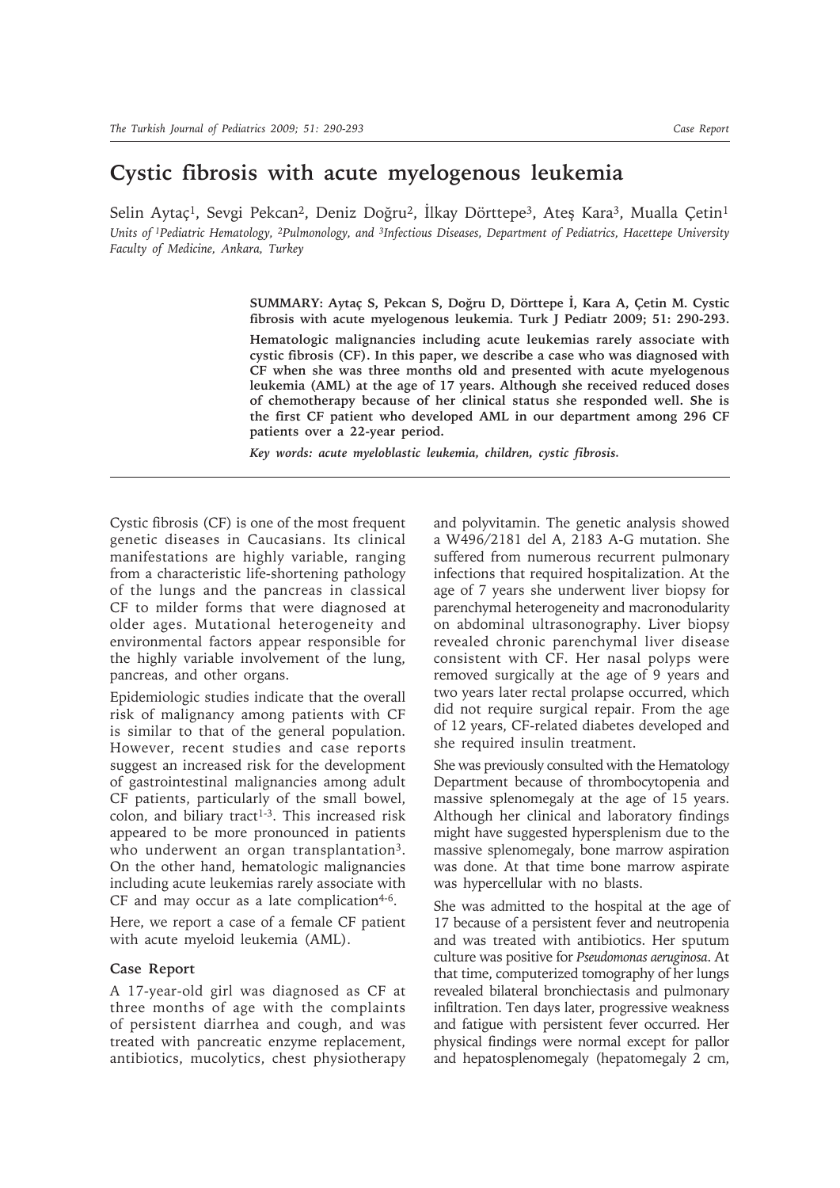# Cystic fibrosis with acute myelogenous leukemia

Selin Aytaç[1], Sevgi Pekcan[2], Deniz Doğru[2], İlkay Dörttepe[3], Ateş Kara[3], Mualla Çetin[1]

*Units of [1]Pediatric Hematology, [2]Pulmonology, and [3]Infectious Diseases, Department of Pediatrics, Hacettepe University Faculty of Medicine, Ankara, Turkey*

**SUMMARY: Aytaç S, Pekcan S, Doğru D, Dörttepe İ, Kara A, Çetin M. Cystic fibrosis with acute myelogenous leukemia. Turk J Pediatr 2009; 51: 290-293.**

**Hematologic malignancies including acute leukemias rarely associate with cystic fibrosis (CF). In this paper, we describe a case who was diagnosed with CF when she was three months old and presented with acute myelogenous leukemia (AML) at the age of 17 years. Although she received reduced doses of chemotherapy because of her clinical status she responded well. She is the first CF patient who developed AML in our department among 296 CF patients over a 22-year period.**

***Key words: acute myeloblastic leukemia, children, cystic fibrosis.***

Cystic fibrosis (CF) is one of the most frequent genetic diseases in Caucasians. Its clinical manifestations are highly variable, ranging from a characteristic life-shortening pathology of the lungs and the pancreas in classical CF to milder forms that were diagnosed at older ages. Mutational heterogeneity and environmental factors appear responsible for the highly variable involvement of the lung, pancreas, and other organs.

Epidemiologic studies indicate that the overall risk of malignancy among patients with CF is similar to that of the general population. However, recent studies and case reports suggest an increased risk for the development of gastrointestinal malignancies among adult CF patients, particularly of the small bowel, colon, and biliary tract[1-3]. This increased risk appeared to be more pronounced in patients who underwent an organ transplantation[3]. On the other hand, hematologic malignancies including acute leukemias rarely associate with CF and may occur as a late complication[4-6].

Here, we report a case of a female CF patient with acute myeloid leukemia (AML).

### Case Report

A 17-year-old girl was diagnosed as CF at three months of age with the complaints of persistent diarrhea and cough, and was treated with pancreatic enzyme replacement, antibiotics, mucolytics, chest physiotherapy and polyvitamin. The genetic analysis showed a W496/2181 del A, 2183 A-G mutation. She suffered from numerous recurrent pulmonary infections that required hospitalization. At the age of 7 years she underwent liver biopsy for parenchymal heterogeneity and macronodularity on abdominal ultrasonography. Liver biopsy revealed chronic parenchymal liver disease consistent with CF. Her nasal polyps were removed surgically at the age of 9 years and two years later rectal prolapse occurred, which did not require surgical repair. From the age of 12 years, CF-related diabetes developed and she required insulin treatment.

She was previously consulted with the Hematology Department because of thrombocytopenia and massive splenomegaly at the age of 15 years. Although her clinical and laboratory findings might have suggested hypersplenism due to the massive splenomegaly, bone marrow aspiration was done. At that time bone marrow aspirate was hypercellular with no blasts.

She was admitted to the hospital at the age of 17 because of a persistent fever and neutropenia and was treated with antibiotics. Her sputum culture was positive for *Pseudomonas aeruginosa*. At that time, computerized tomography of her lungs revealed bilateral bronchiectasis and pulmonary infiltration. Ten days later, progressive weakness and fatigue with persistent fever occurred. Her physical findings were normal except for pallor and hepatosplenomegaly (hepatomegaly 2 cm,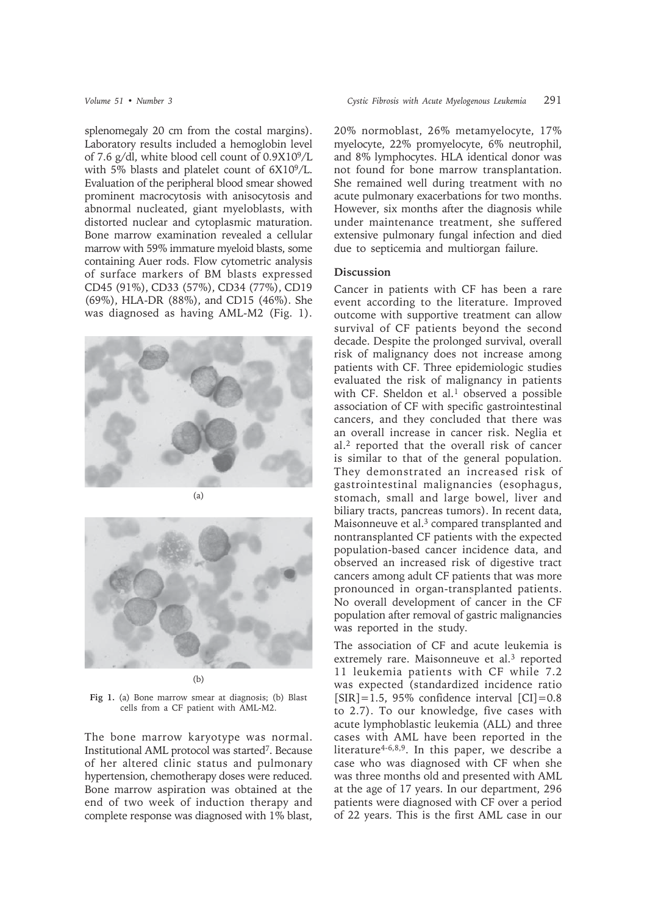splenomegaly 20 cm from the costal margins). Laboratory results included a hemoglobin level of 7.6 g/dl, white blood cell count of $0.9X10^9/L$ with 5% blasts and platelet count of $6X10^9/L$. Evaluation of the peripheral blood smear showed prominent macrocytosis with anisocytosis and abnormal nucleated, giant myeloblasts, with distorted nuclear and cytoplasmic maturation. Bone marrow examination revealed a cellular marrow with 59% immature myeloid blasts, some containing Auer rods. Flow cytometric analysis of surface markers of BM blasts expressed CD45 (91%), CD33 (57%), CD34 (77%), CD19 (69%), HLA-DR (88%), and CD15 (46%). She was diagnosed as having AML-M2 (Fig. 1).

(a)

(b)

**Fig 1.** (a) Bone marrow smear at diagnosis; (b) Blast cells from a CF patient with AML-M2.

The bone marrow karyotype was normal. Institutional AML protocol was started[7]. Because of her altered clinic status and pulmonary hypertension, chemotherapy doses were reduced. Bone marrow aspiration was obtained at the end of two week of induction therapy and complete response was diagnosed with 1% blast, 20% normoblast, 26% metamyelocyte, 17% myelocyte, 22% promyelocyte, 6% neutrophil, and 8% lymphocytes. HLA identical donor was not found for bone marrow transplantation. She remained well during treatment with no acute pulmonary exacerbations for two months. However, six months after the diagnosis while under maintenance treatment, she suffered extensive pulmonary fungal infection and died due to septicemia and multiorgan failure.

## Discussion

Cancer in patients with CF has been a rare event according to the literature. Improved outcome with supportive treatment can allow survival of CF patients beyond the second decade. Despite the prolonged survival, overall risk of malignancy does not increase among patients with CF. Three epidemiologic studies evaluated the risk of malignancy in patients with CF. Sheldon et al.[1] observed a possible association of CF with specific gastrointestinal cancers, and they concluded that there was an overall increase in cancer risk. Neglia et al.[2] reported that the overall risk of cancer is similar to that of the general population. They demonstrated an increased risk of gastrointestinal malignancies (esophagus, stomach, small and large bowel, liver and biliary tracts, pancreas tumors). In recent data, Maisonneuve et al.[3] compared transplanted and nontransplanted CF patients with the expected population-based cancer incidence data, and observed an increased risk of digestive tract cancers among adult CF patients that was more pronounced in organ-transplanted patients. No overall development of cancer in the CF population after removal of gastric malignancies was reported in the study.

The association of CF and acute leukemia is extremely rare. Maisonneuve et al.[3] reported 11 leukemia patients with CF while 7.2 was expected (standardized incidence ratio [SIR]=1.5, 95% confidence interval [CI]=0.8 to 2.7). To our knowledge, five cases with acute lymphoblastic leukemia (ALL) and three cases with AML have been reported in the literature[4-6,8,9]. In this paper, we describe a case who was diagnosed with CF when she was three months old and presented with AML at the age of 17 years. In our department, 296 patients were diagnosed with CF over a period of 22 years. This is the first AML case in our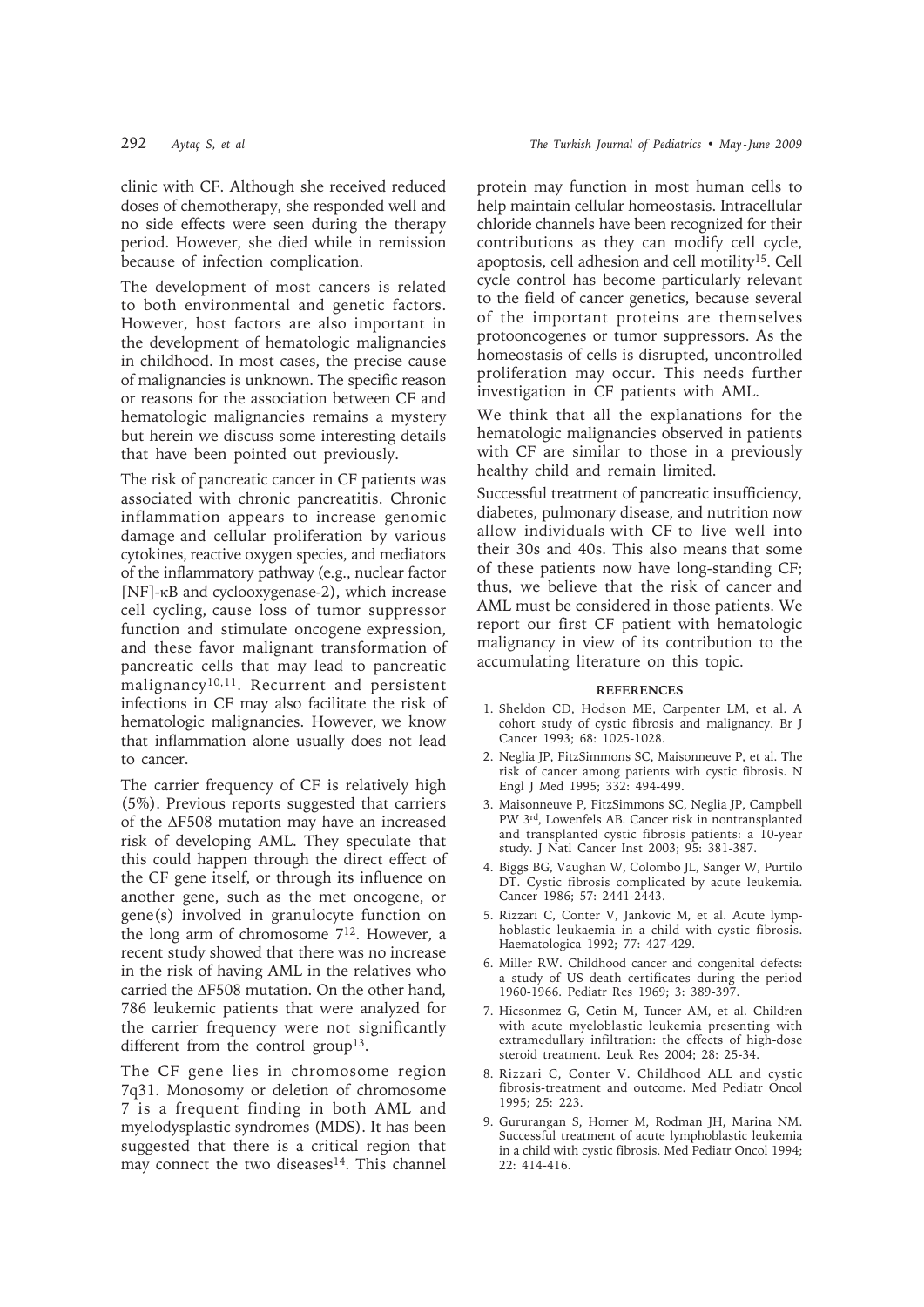clinic with CF. Although she received reduced doses of chemotherapy, she responded well and no side effects were seen during the therapy period. However, she died while in remission because of infection complication.

The development of most cancers is related to both environmental and genetic factors. However, host factors are also important in the development of hematologic malignancies in childhood. In most cases, the precise cause of malignancies is unknown. The specific reason or reasons for the association between CF and hematologic malignancies remains a mystery but herein we discuss some interesting details that have been pointed out previously.

The risk of pancreatic cancer in CF patients was associated with chronic pancreatitis. Chronic inflammation appears to increase genomic damage and cellular proliferation by various cytokines, reactive oxygen species, and mediators of the inflammatory pathway (e.g., nuclear factor [NF]-κB and cyclooxygenase-2), which increase cell cycling, cause loss of tumor suppressor function and stimulate oncogene expression, and these favor malignant transformation of pancreatic cells that may lead to pancreatic malignancy[10,11]. Recurrent and persistent infections in CF may also facilitate the risk of hematologic malignancies. However, we know that inflammation alone usually does not lead to cancer.

The carrier frequency of CF is relatively high (5%). Previous reports suggested that carriers of the ΔF508 mutation may have an increased risk of developing AML. They speculate that this could happen through the direct effect of the CF gene itself, or through its influence on another gene, such as the met oncogene, or gene(s) involved in granulocyte function on the long arm of chromosome 7[12]. However, a recent study showed that there was no increase in the risk of having AML in the relatives who carried the ΔF508 mutation. On the other hand, 786 leukemic patients that were analyzed for the carrier frequency were not significantly different from the control group[13].

The CF gene lies in chromosome region 7q31. Monosomy or deletion of chromosome 7 is a frequent finding in both AML and myelodysplastic syndromes (MDS). It has been suggested that there is a critical region that may connect the two diseases[14]. This channel protein may function in most human cells to help maintain cellular homeostasis. Intracellular chloride channels have been recognized for their contributions as they can modify cell cycle, apoptosis, cell adhesion and cell motility[15]. Cell cycle control has become particularly relevant to the field of cancer genetics, because several of the important proteins are themselves protooncogenes or tumor suppressors. As the homeostasis of cells is disrupted, uncontrolled proliferation may occur. This needs further investigation in CF patients with AML.

We think that all the explanations for the hematologic malignancies observed in patients with CF are similar to those in a previously healthy child and remain limited.

Successful treatment of pancreatic insufficiency, diabetes, pulmonary disease, and nutrition now allow individuals with CF to live well into their 30s and 40s. This also means that some of these patients now have long-standing CF; thus, we believe that the risk of cancer and AML must be considered in those patients. We report our first CF patient with hematologic malignancy in view of its contribution to the accumulating literature on this topic.

## REFERENCES

1. Sheldon CD, Hodson ME, Carpenter LM, et al. A cohort study of cystic fibrosis and malignancy. Br J Cancer 1993; 68: 1025-1028.
2. Neglia JP, FitzSimmons SC, Maisonneuve P, et al. The risk of cancer among patients with cystic fibrosis. N Engl J Med 1995; 332: 494-499.
3. Maisonneuve P, FitzSimmons SC, Neglia JP, Campbell PW 3rd, Lowenfels AB. Cancer risk in nontransplanted and transplanted cystic fibrosis patients: a 10-year study. J Natl Cancer Inst 2003; 95: 381-387.
4. Biggs BG, Vaughan W, Colombo JL, Sanger W, Purtilo DT. Cystic fibrosis complicated by acute leukemia. Cancer 1986; 57: 2441-2443.
5. Rizzari C, Conter V, Jankovic M, et al. Acute lymphoblastic leukaemia in a child with cystic fibrosis. Haematologica 1992; 77: 427-429.
6. Miller RW. Childhood cancer and congenital defects: a study of US death certificates during the period 1960-1966. Pediatr Res 1969; 3: 389-397.
7. Hicsonmez G, Cetin M, Tuncer AM, et al. Children with acute myeloblastic leukemia presenting with extramedullary infiltration: the effects of high-dose steroid treatment. Leuk Res 2004; 28: 25-34.
8. Rizzari C, Conter V. Childhood ALL and cystic fibrosis-treatment and outcome. Med Pediatr Oncol 1995; 25: 223.
9. Gururangan S, Horner M, Rodman JH, Marina NM. Successful treatment of acute lymphoblastic leukemia in a child with cystic fibrosis. Med Pediatr Oncol 1994; 22: 414-416.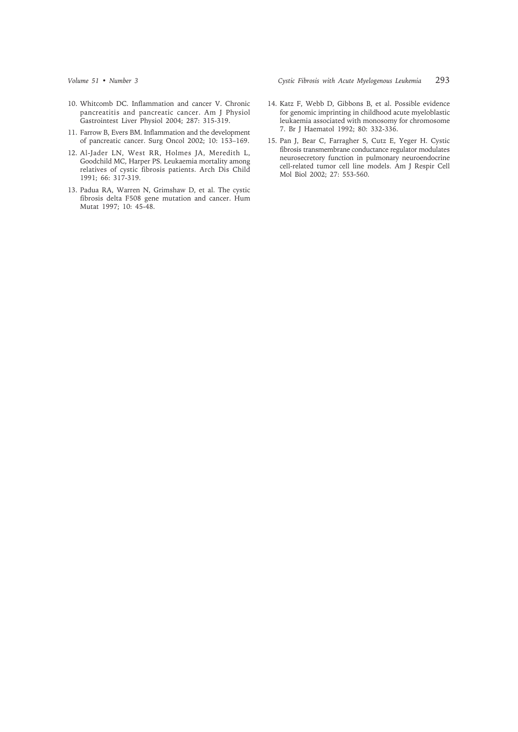10. Whitcomb DC. Inflammation and cancer V. Chronic pancreatitis and pancreatic cancer. Am J Physiol Gastrointest Liver Physiol 2004; 287: 315-319.

11. Farrow B, Evers BM. Inflammation and the development of pancreatic cancer. Surg Oncol 2002; 10: 153–169.

12. Al-Jader LN, West RR, Holmes JA, Meredith L, Goodchild MC, Harper PS. Leukaemia mortality among relatives of cystic fibrosis patients. Arch Dis Child 1991; 66: 317-319.

13. Padua RA, Warren N, Grimshaw D, et al. The cystic fibrosis delta F508 gene mutation and cancer. Hum Mutat 1997; 10: 45-48.

14. Katz F, Webb D, Gibbons B, et al. Possible evidence for genomic imprinting in childhood acute myeloblastic leukaemia associated with monosomy for chromosome 7. Br J Haematol 1992; 80: 332-336.

15. Pan J, Bear C, Farragher S, Cutz E, Yeger H. Cystic fibrosis transmembrane conductance regulator modulates neurosecretory function in pulmonary neuroendocrine cell-related tumor cell line models. Am J Respir Cell Mol Biol 2002; 27: 553-560.